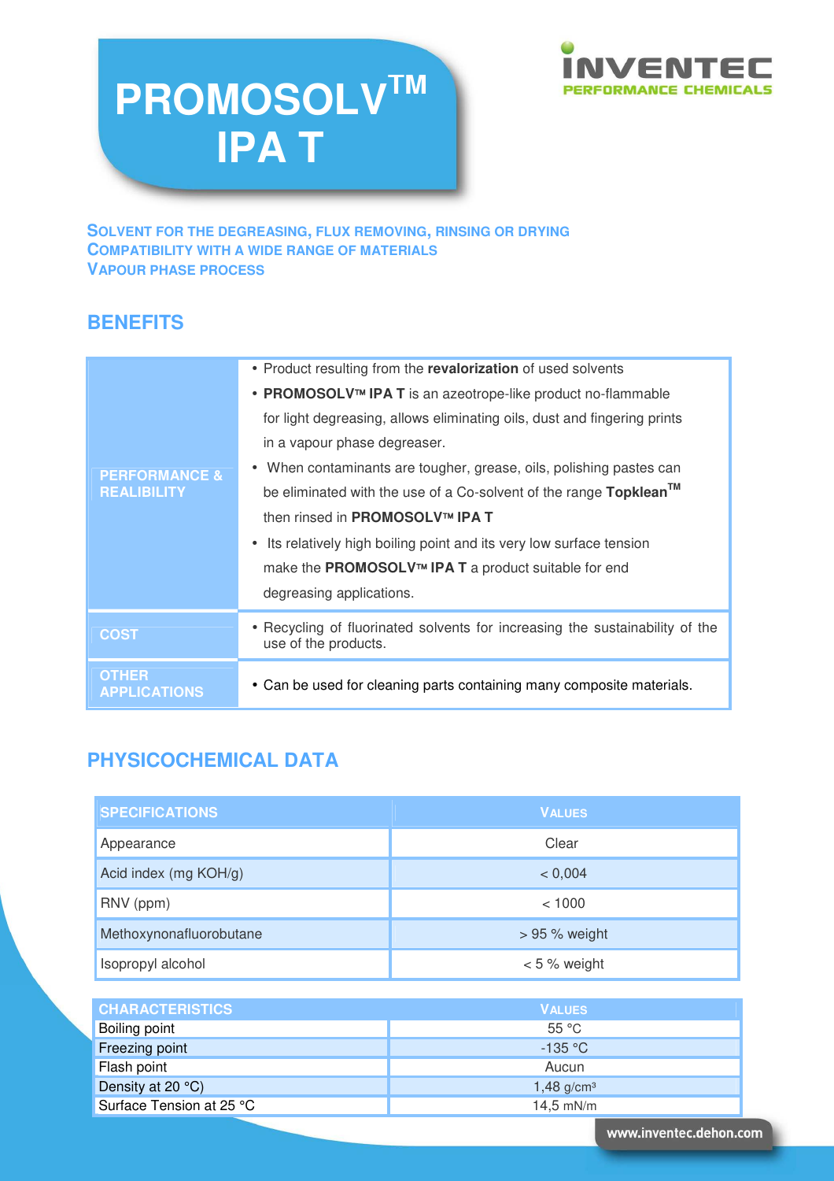# PROMOSOLV™ IPA T

INVENTEC PERFORMANCE CHEMICALS

**SOLVENT FOR THE DEGREASING, FLUX REMOVING, RINSING OR DRYING**
**COMPATIBILITY WITH A WIDE RANGE OF MATERIALS**
**VAPOUR PHASE PROCESS**

## BENEFITS

| | |
|---|---|
| PERFORMANCE & REALIBILITY | • Product resulting from the **revalorization** of used solvents<br>• **PROMOSOLV™ IPA T** is an azeotrope-like product no-flammable for light degreasing, allows eliminating oils, dust and fingering prints in a vapour phase degreaser.<br>• When contaminants are tougher, grease, oils, polishing pastes can be eliminated with the use of a Co-solvent of the range **Topklean™** then rinsed in **PROMOSOLV™ IPA T**<br>• Its relatively high boiling point and its very low surface tension make the **PROMOSOLV™ IPA T** a product suitable for end degreasing applications. |
| COST | • Recycling of fluorinated solvents for increasing the sustainability of the use of the products. |
| OTHER APPLICATIONS | • Can be used for cleaning parts containing many composite materials. |

## PHYSICOCHEMICAL DATA

| SPECIFICATIONS | VALUES |
|---|---|
| Appearance | Clear |
| Acid index (mg KOH/g) | < 0,004 |
| RNV (ppm) | < 1000 |
| Methoxynonafluorobutane | > 95 % weight |
| Isopropyl alcohol | < 5 % weight |

| CHARACTERISTICS | VALUES |
|---|---|
| Boiling point | 55 °C |
| Freezing point | -135 °C |
| Flash point | Aucun |
| Density at 20 °C) | 1,48 g/cm³ |
| Surface Tension at 25 °C | 14,5 mN/m |

www.inventec.dehon.com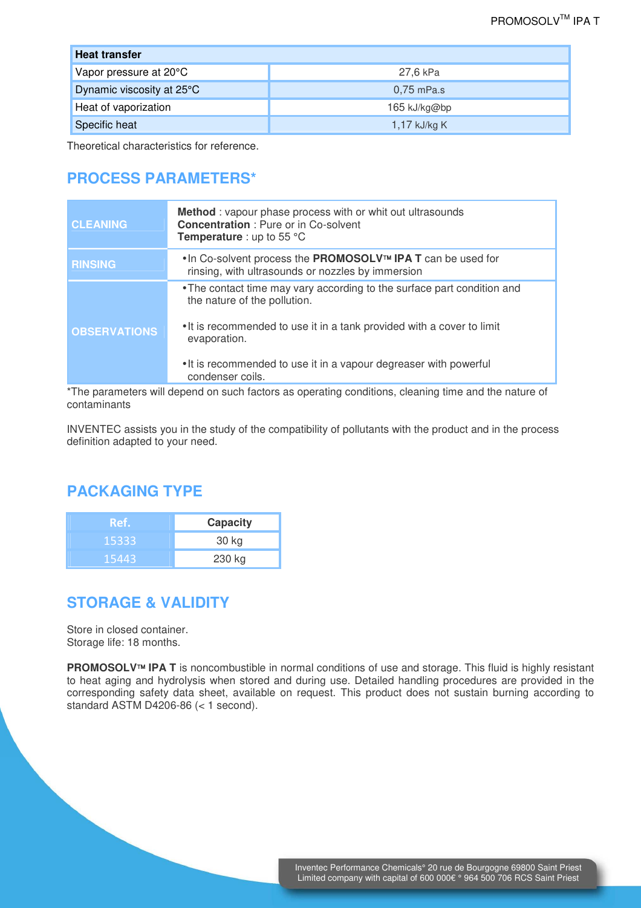| Heat transfer | |
|---|---|
| Vapor pressure at 20°C | 27,6 kPa |
| Dynamic viscosity at 25°C | 0,75 mPa.s |
| Heat of vaporization | 165 kJ/kg@bp |
| Specific heat | 1,17 kJ/kg K |

Theoretical characteristics for reference.

## PROCESS PARAMETERS*

| | |
|---|---|
| CLEANING | **Method** : vapour phase process with or whit out ultrasounds<br>**Concentration** : Pure or in Co-solvent<br>**Temperature** : up to 55 °C |
| RINSING | • In Co-solvent process the **PROMOSOLV™ IPA T** can be used for rinsing, with ultrasounds or nozzles by immersion |
| OBSERVATIONS | • The contact time may vary according to the surface part condition and the nature of the pollution.<br>• It is recommended to use it in a tank provided with a cover to limit evaporation.<br>• It is recommended to use it in a vapour degreaser with powerful condenser coils. |

*The parameters will depend on such factors as operating conditions, cleaning time and the nature of contaminants

INVENTEC assists you in the study of the compatibility of pollutants with the product and in the process definition adapted to your need.

## PACKAGING TYPE

| Ref. | Capacity |
|---|---|
| 15333 | 30 kg |
| 15443 | 230 kg |

## STORAGE & VALIDITY

Store in closed container.
Storage life: 18 months.

**PROMOSOLV™ IPA T** is noncombustible in normal conditions of use and storage. This fluid is highly resistant to heat aging and hydrolysis when stored and during use. Detailed handling procedures are provided in the corresponding safety data sheet, available on request. This product does not sustain burning according to standard ASTM D4206-86 (< 1 second).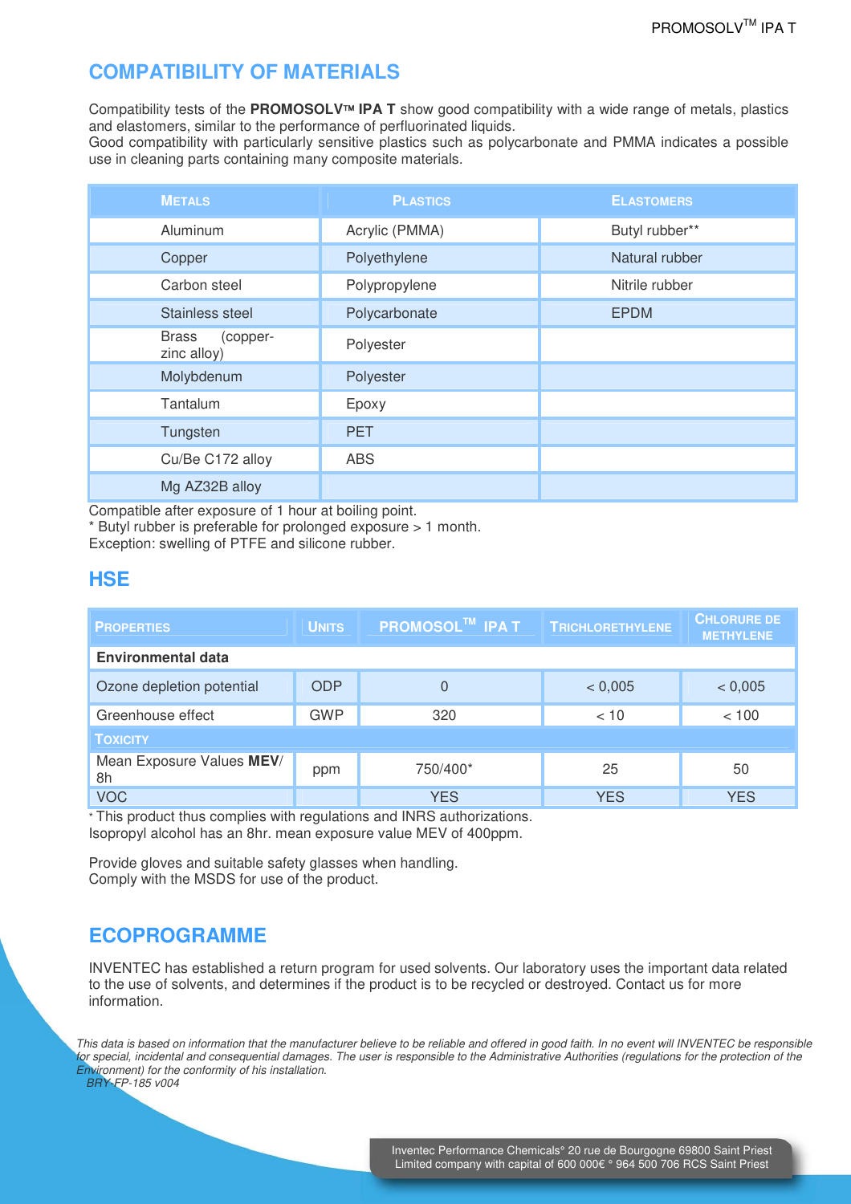## COMPATIBILITY OF MATERIALS

Compatibility tests of the **PROMOSOLV™ IPA T** show good compatibility with a wide range of metals, plastics and elastomers, similar to the performance of perfluorinated liquids.
Good compatibility with particularly sensitive plastics such as polycarbonate and PMMA indicates a possible use in cleaning parts containing many composite materials.

| METALS | PLASTICS | ELASTOMERS |
|---|---|---|
| Aluminum | Acrylic (PMMA) | Butyl rubber** |
| Copper | Polyethylene | Natural rubber |
| Carbon steel | Polypropylene | Nitrile rubber |
| Stainless steel | Polycarbonate | EPDM |
| Brass (copper-zinc alloy) | Polyester | |
| Molybdenum | Polyester | |
| Tantalum | Epoxy | |
| Tungsten | PET | |
| Cu/Be C172 alloy | ABS | |
| Mg AZ32B alloy | | |

Compatible after exposure of 1 hour at boiling point.
* Butyl rubber is preferable for prolonged exposure > 1 month.
Exception: swelling of PTFE and silicone rubber.

## HSE

| PROPERTIES | UNITS | PROMOSOL™ IPA T | TRICHLORETHYLENE | CHLORURE DE METHYLENE |
|---|---|---|---|---|
| **Environmental data** | | | | |
| Ozone depletion potential | ODP | 0 | < 0,005 | < 0,005 |
| Greenhouse effect | GWP | 320 | < 10 | < 100 |
| TOXICITY | | | | |
| Mean Exposure Values **MEV**/ 8h | ppm | 750/400* | 25 | 50 |
| VOC | | YES | YES | YES |

* This product thus complies with regulations and INRS authorizations.
Isopropyl alcohol has an 8hr. mean exposure value MEV of 400ppm.

Provide gloves and suitable safety glasses when handling.
Comply with the MSDS for use of the product.

## ECOPROGRAMME

INVENTEC has established a return program for used solvents. Our laboratory uses the important data related to the use of solvents, and determines if the product is to be recycled or destroyed. Contact us for more information.

*This data is based on information that the manufacturer believe to be reliable and offered in good faith. In no event will INVENTEC be responsible for special, incidental and consequential damages. The user is responsible to the Administrative Authorities (regulations for the protection of the Environment) for the conformity of his installation.*
*BRY-FP-185 v004*

Inventec Performance Chemicals° 20 rue de Bourgogne 69800 Saint Priest
Limited company with capital of 600 000€ ° 964 500 706 RCS Saint Priest